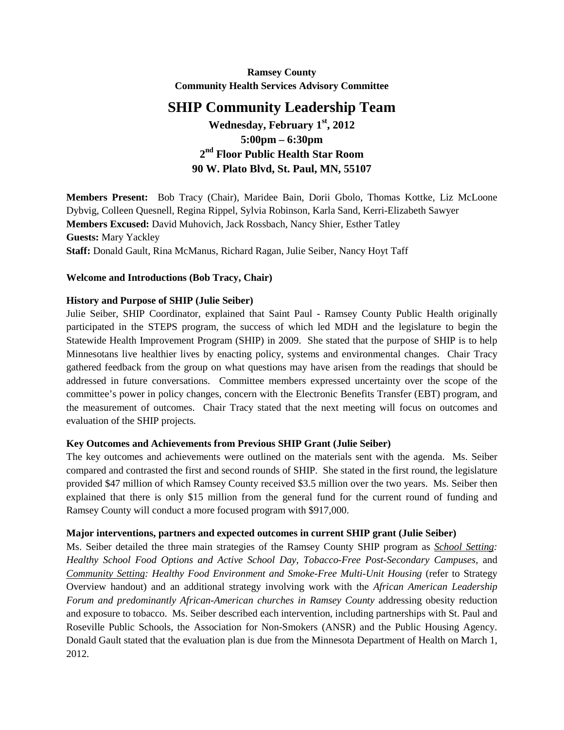**Ramsey County**
**Community Health Services Advisory Committee**

# SHIP Community Leadership Team

## Wednesday, February 1st, 2012
## 5:00pm – 6:30pm
## 2nd Floor Public Health Star Room
## 90 W. Plato Blvd, St. Paul, MN, 55107

**Members Present:** Bob Tracy (Chair), Maridee Bain, Dorii Gbolo, Thomas Kottke, Liz McLoone Dybvig, Colleen Quesnell, Regina Rippel, Sylvia Robinson, Karla Sand, Kerri-Elizabeth Sawyer
**Members Excused:** David Muhovich, Jack Rossbach, Nancy Shier, Esther Tatley
**Guests:** Mary Yackley
**Staff:** Donald Gault, Rina McManus, Richard Ragan, Julie Seiber, Nancy Hoyt Taff

**Welcome and Introductions (Bob Tracy, Chair)**

**History and Purpose of SHIP (Julie Seiber)**
Julie Seiber, SHIP Coordinator, explained that Saint Paul - Ramsey County Public Health originally participated in the STEPS program, the success of which led MDH and the legislature to begin the Statewide Health Improvement Program (SHIP) in 2009. She stated that the purpose of SHIP is to help Minnesotans live healthier lives by enacting policy, systems and environmental changes. Chair Tracy gathered feedback from the group on what questions may have arisen from the readings that should be addressed in future conversations. Committee members expressed uncertainty over the scope of the committee's power in policy changes, concern with the Electronic Benefits Transfer (EBT) program, and the measurement of outcomes. Chair Tracy stated that the next meeting will focus on outcomes and evaluation of the SHIP projects.

**Key Outcomes and Achievements from Previous SHIP Grant (Julie Seiber)**
The key outcomes and achievements were outlined on the materials sent with the agenda. Ms. Seiber compared and contrasted the first and second rounds of SHIP. She stated in the first round, the legislature provided $47 million of which Ramsey County received $3.5 million over the two years. Ms. Seiber then explained that there is only $15 million from the general fund for the current round of funding and Ramsey County will conduct a more focused program with $917,000.

**Major interventions, partners and expected outcomes in current SHIP grant (Julie Seiber)**
Ms. Seiber detailed the three main strategies of the Ramsey County SHIP program as *School Setting: Healthy School Food Options and Active School Day*, *Tobacco-Free Post-Secondary Campuses*, and *Community Setting: Healthy Food Environment and Smoke-Free Multi-Unit Housing* (refer to Strategy Overview handout) and an additional strategy involving work with the *African American Leadership Forum and predominantly African-American churches in Ramsey County* addressing obesity reduction and exposure to tobacco. Ms. Seiber described each intervention, including partnerships with St. Paul and Roseville Public Schools, the Association for Non-Smokers (ANSR) and the Public Housing Agency. Donald Gault stated that the evaluation plan is due from the Minnesota Department of Health on March 1, 2012.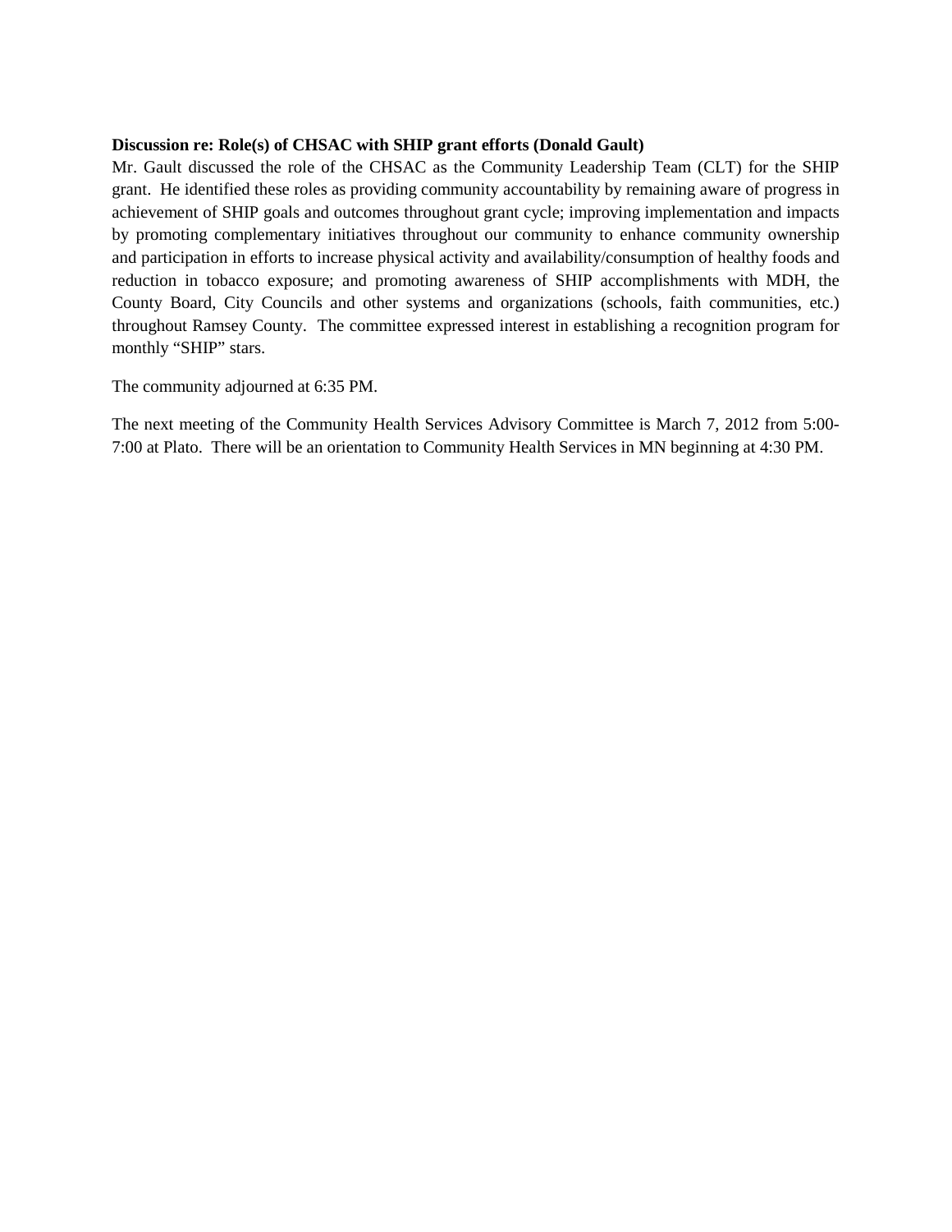**Discussion re: Role(s) of CHSAC with SHIP grant efforts (Donald Gault)**

Mr. Gault discussed the role of the CHSAC as the Community Leadership Team (CLT) for the SHIP grant. He identified these roles as providing community accountability by remaining aware of progress in achievement of SHIP goals and outcomes throughout grant cycle; improving implementation and impacts by promoting complementary initiatives throughout our community to enhance community ownership and participation in efforts to increase physical activity and availability/consumption of healthy foods and reduction in tobacco exposure; and promoting awareness of SHIP accomplishments with MDH, the County Board, City Councils and other systems and organizations (schools, faith communities, etc.) throughout Ramsey County. The committee expressed interest in establishing a recognition program for monthly "SHIP" stars.

The community adjourned at 6:35 PM.

The next meeting of the Community Health Services Advisory Committee is March 7, 2012 from 5:00-7:00 at Plato. There will be an orientation to Community Health Services in MN beginning at 4:30 PM.